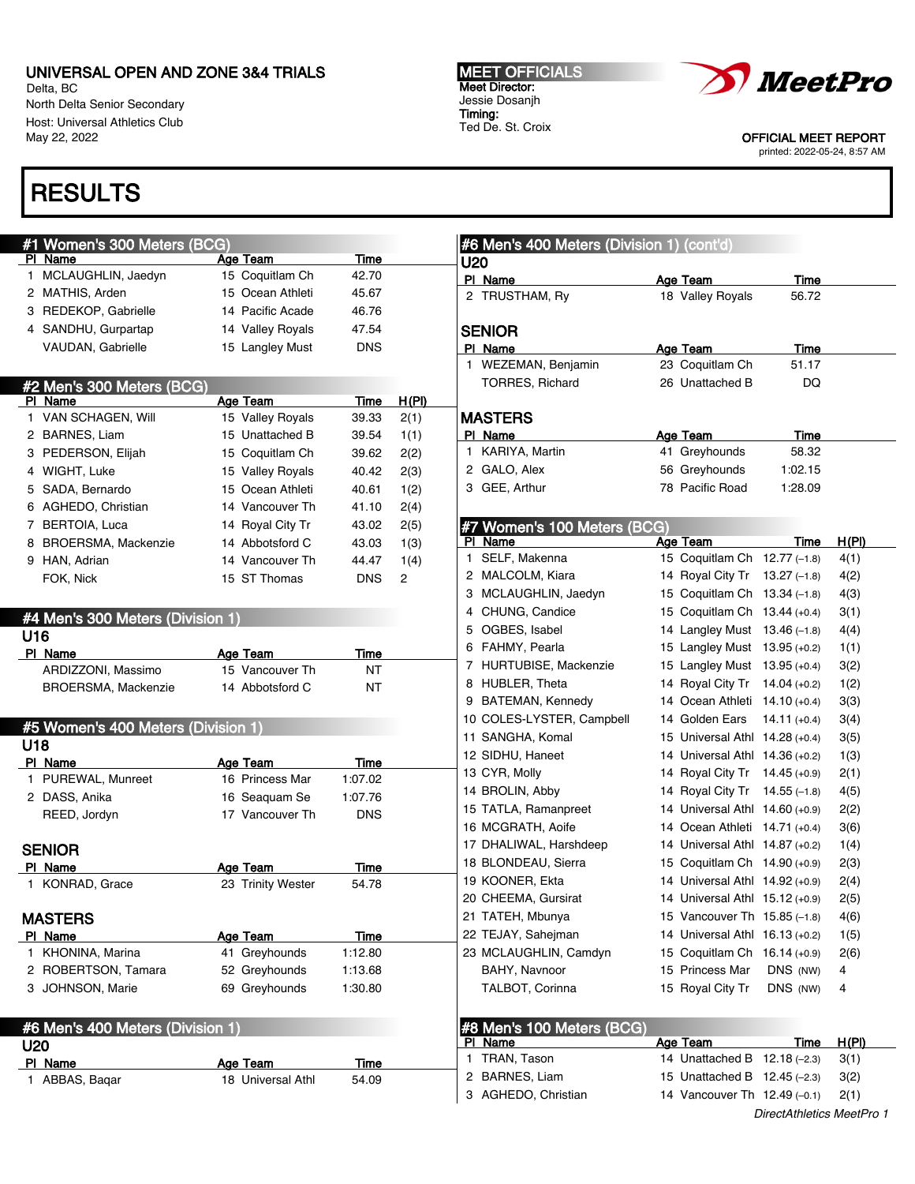# UNIVERSAL OPEN AND ZONE 3&4 TRIALS

Delta, BC
North Delta Senior Secondary
Host: Universal Athletics Club
May 22, 2022

**MEET OFFICIALS**
Meet Director:
Jessie Dosanjh
Timing:
Ted De. St. Croix

OFFICIAL MEET REPORT
printed: 2022-05-24, 8:57 AM

# RESULTS

## #1 Women's 300 Meters (BCG)

| Pl | Name | Age | Team | Time |
|---|---|---|---|---|
| 1 | MCLAUGHLIN, Jaedyn | 15 | Coquitlam Ch | 42.70 |
| 2 | MATHIS, Arden | 15 | Ocean Athleti | 45.67 |
| 3 | REDEKOP, Gabrielle | 14 | Pacific Acade | 46.76 |
| 4 | SANDHU, Gurpartap | 14 | Valley Royals | 47.54 |
| | VAUDAN, Gabrielle | 15 | Langley Must | DNS |

## #2 Men's 300 Meters (BCG)

| Pl | Name | Age | Team | Time | H(Pl) |
|---|---|---|---|---|---|
| 1 | VAN SCHAGEN, Will | 15 | Valley Royals | 39.33 | 2(1) |
| 2 | BARNES, Liam | 15 | Unattached B | 39.54 | 1(1) |
| 3 | PEDERSON, Elijah | 15 | Coquitlam Ch | 39.62 | 2(2) |
| 4 | WIGHT, Luke | 15 | Valley Royals | 40.42 | 2(3) |
| 5 | SADA, Bernardo | 15 | Ocean Athleti | 40.61 | 1(2) |
| 6 | AGHEDO, Christian | 14 | Vancouver Th | 41.10 | 2(4) |
| 7 | BERTOIA, Luca | 14 | Royal City Tr | 43.02 | 2(5) |
| 8 | BROERSMA, Mackenzie | 14 | Abbotsford C | 43.03 | 1(3) |
| 9 | HAN, Adrian | 14 | Vancouver Th | 44.47 | 1(4) |
| | FOK, Nick | 15 | ST Thomas | DNS | 2 |

## #4 Men's 300 Meters (Division 1)

### U16

| Pl | Name | Age | Team | Time |
|---|---|---|---|---|
| | ARDIZZONI, Massimo | 15 | Vancouver Th | NT |
| | BROERSMA, Mackenzie | 14 | Abbotsford C | NT |

## #5 Women's 400 Meters (Division 1)

### U18

| Pl | Name | Age | Team | Time |
|---|---|---|---|---|
| 1 | PUREWAL, Munreet | 16 | Princess Mar | 1:07.02 |
| 2 | DASS, Anika | 16 | Seaquam Se | 1:07.76 |
| | REED, Jordyn | 17 | Vancouver Th | DNS |

### SENIOR

| Pl | Name | Age | Team | Time |
|---|---|---|---|---|
| 1 | KONRAD, Grace | 23 | Trinity Wester | 54.78 |

### MASTERS

| Pl | Name | Age | Team | Time |
|---|---|---|---|---|
| 1 | KHONINA, Marina | 41 | Greyhounds | 1:12.80 |
| 2 | ROBERTSON, Tamara | 52 | Greyhounds | 1:13.68 |
| 3 | JOHNSON, Marie | 69 | Greyhounds | 1:30.80 |

## #6 Men's 400 Meters (Division 1)

### U20

| Pl | Name | Age | Team | Time |
|---|---|---|---|---|
| 1 | ABBAS, Baqar | 18 | Universal Athl | 54.09 |
| 2 | TRUSTHAM, Ry | 18 | Valley Royals | 56.72 |

### SENIOR

| Pl | Name | Age | Team | Time |
|---|---|---|---|---|
| 1 | WEZEMAN, Benjamin | 23 | Coquitlam Ch | 51.17 |
| | TORRES, Richard | 26 | Unattached B | DQ |

### MASTERS

| Pl | Name | Age | Team | Time |
|---|---|---|---|---|
| 1 | KARIYA, Martin | 41 | Greyhounds | 58.32 |
| 2 | GALO, Alex | 56 | Greyhounds | 1:02.15 |
| 3 | GEE, Arthur | 78 | Pacific Road | 1:28.09 |

## #7 Women's 100 Meters (BCG)

| Pl | Name | Age | Team | Time | H(Pl) |
|---|---|---|---|---|---|
| 1 | SELF, Makenna | 15 | Coquitlam Ch | 12.77 (-1.8) | 4(1) |
| 2 | MALCOLM, Kiara | 14 | Royal City Tr | 13.27 (-1.8) | 4(2) |
| 3 | MCLAUGHLIN, Jaedyn | 15 | Coquitlam Ch | 13.34 (-1.8) | 4(3) |
| 4 | CHUNG, Candice | 15 | Coquitlam Ch | 13.44 (+0.4) | 3(1) |
| 5 | OGBES, Isabel | 14 | Langley Must | 13.46 (-1.8) | 4(4) |
| 6 | FAHMY, Pearla | 15 | Langley Must | 13.95 (+0.2) | 1(1) |
| 7 | HURTUBISE, Mackenzie | 15 | Langley Must | 13.95 (+0.4) | 3(2) |
| 8 | HUBLER, Theta | 14 | Royal City Tr | 14.04 (+0.2) | 1(2) |
| 9 | BATEMAN, Kennedy | 14 | Ocean Athleti | 14.10 (+0.4) | 3(3) |
| 10 | COLES-LYSTER, Campbell | 14 | Golden Ears | 14.11 (+0.4) | 3(4) |
| 11 | SANGHA, Komal | 15 | Universal Athl | 14.28 (+0.4) | 3(5) |
| 12 | SIDHU, Haneet | 14 | Universal Athl | 14.36 (+0.2) | 1(3) |
| 13 | CYR, Molly | 14 | Royal City Tr | 14.45 (+0.9) | 2(1) |
| 14 | BROLIN, Abby | 14 | Royal City Tr | 14.55 (-1.8) | 4(5) |
| 15 | TATLA, Ramanpreet | 14 | Universal Athl | 14.60 (+0.9) | 2(2) |
| 16 | MCGRATH, Aoife | 14 | Ocean Athleti | 14.71 (+0.4) | 3(6) |
| 17 | DHALIWAL, Harshdeep | 14 | Universal Athl | 14.87 (+0.2) | 1(4) |
| 18 | BLONDEAU, Sierra | 15 | Coquitlam Ch | 14.90 (+0.9) | 2(3) |
| 19 | KOONER, Ekta | 14 | Universal Athl | 14.92 (+0.9) | 2(4) |
| 20 | CHEEMA, Gursirat | 14 | Universal Athl | 15.12 (+0.9) | 2(5) |
| 21 | TATEH, Mbunya | 15 | Vancouver Th | 15.85 (-1.8) | 4(6) |
| 22 | TEJAY, Sahejman | 14 | Universal Athl | 16.13 (+0.2) | 1(5) |
| 23 | MCLAUGHLIN, Camdyn | 15 | Coquitlam Ch | 16.14 (+0.9) | 2(6) |
| | BAHY, Navnoor | 15 | Princess Mar | DNS (NW) | 4 |
| | TALBOT, Corinna | 15 | Royal City Tr | DNS (NW) | 4 |

## #8 Men's 100 Meters (BCG)

| Pl | Name | Age | Team | Time | H(Pl) |
|---|---|---|---|---|---|
| 1 | TRAN, Tason | 14 | Unattached B | 12.18 (-2.3) | 3(1) |
| 2 | BARNES, Liam | 15 | Unattached B | 12.45 (-2.3) | 3(2) |
| 3 | AGHEDO, Christian | 14 | Vancouver Th | 12.49 (-0.1) | 2(1) |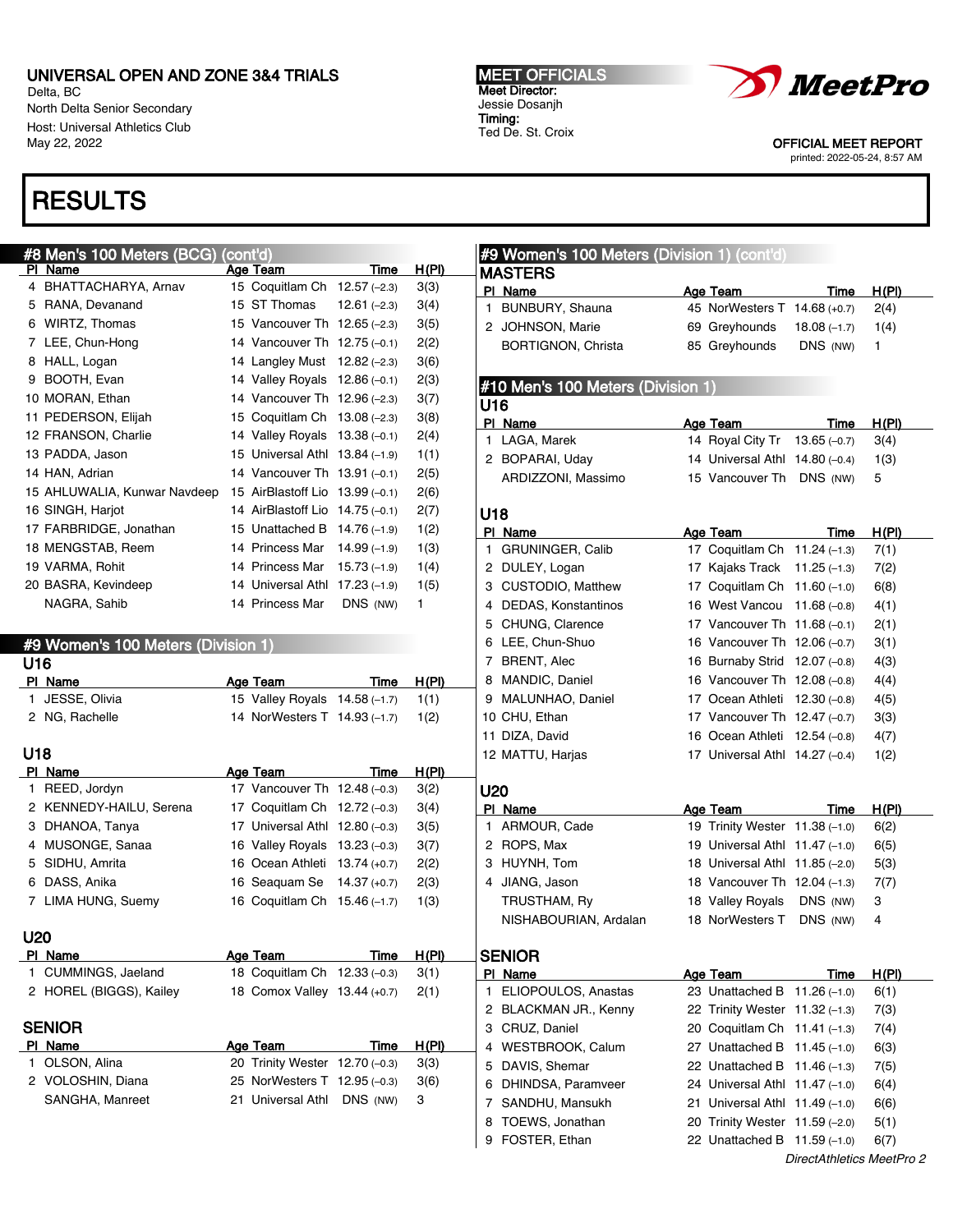# UNIVERSAL OPEN AND ZONE 3&4 TRIALS

Delta, BC
North Delta Senior Secondary
Host: Universal Athletics Club
May 22, 2022

**MEET OFFICIALS**
Meet Director:
Jessie Dosanjh
Timing:
Ted De. St. Croix

OFFICIAL MEET REPORT
printed: 2022-05-24, 8:57 AM

# RESULTS

## #8 Men's 100 Meters (BCG) (cont'd)

| Pl | Name | Age | Team | Time | H(Pl) |
|---|---|---|---|---|---|
| 4 | BHATTACHARYA, Arnav | 15 | Coquitlam Ch | 12.57 (−2.3) | 3(3) |
| 5 | RANA, Devanand | 15 | ST Thomas | 12.61 (−2.3) | 3(4) |
| 6 | WIRTZ, Thomas | 15 | Vancouver Th | 12.65 (−2.3) | 3(5) |
| 7 | LEE, Chun-Hong | 14 | Vancouver Th | 12.75 (−0.1) | 2(2) |
| 8 | HALL, Logan | 14 | Langley Must | 12.82 (−2.3) | 3(6) |
| 9 | BOOTH, Evan | 14 | Valley Royals | 12.86 (−0.1) | 2(3) |
| 10 | MORAN, Ethan | 14 | Vancouver Th | 12.96 (−2.3) | 3(7) |
| 11 | PEDERSON, Elijah | 15 | Coquitlam Ch | 13.08 (−2.3) | 3(8) |
| 12 | FRANSON, Charlie | 14 | Valley Royals | 13.38 (−0.1) | 2(4) |
| 13 | PADDA, Jason | 15 | Universal Athl | 13.84 (−1.9) | 1(1) |
| 14 | HAN, Adrian | 14 | Vancouver Th | 13.91 (−0.1) | 2(5) |
| 15 | AHLUWALIA, Kunwar Navdeep | 15 | AirBlastoff Lio | 13.99 (−0.1) | 2(6) |
| 16 | SINGH, Harjot | 14 | AirBlastoff Lio | 14.75 (−0.1) | 2(7) |
| 17 | FARBRIDGE, Jonathan | 15 | Unattached B | 14.76 (−1.9) | 1(2) |
| 18 | MENGSTAB, Reem | 14 | Princess Mar | 14.99 (−1.9) | 1(3) |
| 19 | VARMA, Rohit | 14 | Princess Mar | 15.73 (−1.9) | 1(4) |
| 20 | BASRA, Kevindeep | 14 | Universal Athl | 17.23 (−1.9) | 1(5) |
| | NAGRA, Sahib | 14 | Princess Mar | DNS (NW) | 1 |

## #9 Women's 100 Meters (Division 1)

### U16

| Pl | Name | Age | Team | Time | H(Pl) |
|---|---|---|---|---|---|
| 1 | JESSE, Olivia | 15 | Valley Royals | 14.58 (−1.7) | 1(1) |
| 2 | NG, Rachelle | 14 | NorWesters T | 14.93 (−1.7) | 1(2) |

### U18

| Pl | Name | Age | Team | Time | H(Pl) |
|---|---|---|---|---|---|
| 1 | REED, Jordyn | 17 | Vancouver Th | 12.48 (−0.3) | 3(2) |
| 2 | KENNEDY-HAILU, Serena | 17 | Coquitlam Ch | 12.72 (−0.3) | 3(4) |
| 3 | DHANOA, Tanya | 17 | Universal Athl | 12.80 (−0.3) | 3(5) |
| 4 | MUSONGE, Sanaa | 16 | Valley Royals | 13.23 (−0.3) | 3(7) |
| 5 | SIDHU, Amrita | 16 | Ocean Athleti | 13.74 (+0.7) | 2(2) |
| 6 | DASS, Anika | 16 | Seaquam Se | 14.37 (+0.7) | 2(3) |
| 7 | LIMA HUNG, Suemy | 16 | Coquitlam Ch | 15.46 (−1.7) | 1(3) |

### U20

| Pl | Name | Age | Team | Time | H(Pl) |
|---|---|---|---|---|---|
| 1 | CUMMINGS, Jaeland | 18 | Coquitlam Ch | 12.33 (−0.3) | 3(1) |
| 2 | HOREL (BIGGS), Kailey | 18 | Comox Valley | 13.44 (+0.7) | 2(1) |

### SENIOR

| Pl | Name | Age | Team | Time | H(Pl) |
|---|---|---|---|---|---|
| 1 | OLSON, Alina | 20 | Trinity Wester | 12.70 (−0.3) | 3(3) |
| 2 | VOLOSHIN, Diana | 25 | NorWesters T | 12.95 (−0.3) | 3(6) |
| | SANGHA, Manreet | 21 | Universal Athl | DNS (NW) | 3 |

## #9 Women's 100 Meters (Division 1) (cont'd)

### MASTERS

| Pl | Name | Age | Team | Time | H(Pl) |
|---|---|---|---|---|---|
| 1 | BUNBURY, Shauna | 45 | NorWesters T | 14.68 (+0.7) | 2(4) |
| 2 | JOHNSON, Marie | 69 | Greyhounds | 18.08 (−1.7) | 1(4) |
| | BORTIGNON, Christa | 85 | Greyhounds | DNS (NW) | 1 |

## #10 Men's 100 Meters (Division 1)

### U16

| Pl | Name | Age | Team | Time | H(Pl) |
|---|---|---|---|---|---|
| 1 | LAGA, Marek | 14 | Royal City Tr | 13.65 (−0.7) | 3(4) |
| 2 | BOPARAI, Uday | 14 | Universal Athl | 14.80 (−0.4) | 1(3) |
| | ARDIZZONI, Massimo | 15 | Vancouver Th | DNS (NW) | 5 |

### U18

| Pl | Name | Age | Team | Time | H(Pl) |
|---|---|---|---|---|---|
| 1 | GRUNINGER, Calib | 17 | Coquitlam Ch | 11.24 (−1.3) | 7(1) |
| 2 | DULEY, Logan | 17 | Kajaks Track | 11.25 (−1.3) | 7(2) |
| 3 | CUSTODIO, Matthew | 17 | Coquitlam Ch | 11.60 (−1.0) | 6(8) |
| 4 | DEDAS, Konstantinos | 16 | West Vancou | 11.68 (−0.8) | 4(1) |
| 5 | CHUNG, Clarence | 17 | Vancouver Th | 11.68 (−0.1) | 2(1) |
| 6 | LEE, Chun-Shuo | 16 | Vancouver Th | 12.06 (−0.7) | 3(1) |
| 7 | BRENT, Alec | 16 | Burnaby Strid | 12.07 (−0.8) | 4(3) |
| 8 | MANDIC, Daniel | 16 | Vancouver Th | 12.08 (−0.8) | 4(4) |
| 9 | MALUNHAO, Daniel | 17 | Ocean Athleti | 12.30 (−0.8) | 4(5) |
| 10 | CHU, Ethan | 17 | Vancouver Th | 12.47 (−0.7) | 3(3) |
| 11 | DIZA, David | 16 | Ocean Athleti | 12.54 (−0.8) | 4(7) |
| 12 | MATTU, Harjas | 17 | Universal Athl | 14.27 (−0.4) | 1(2) |

### U20

| Pl | Name | Age | Team | Time | H(Pl) |
|---|---|---|---|---|---|
| 1 | ARMOUR, Cade | 19 | Trinity Wester | 11.38 (−1.0) | 6(2) |
| 2 | ROPS, Max | 19 | Universal Athl | 11.47 (−1.0) | 6(5) |
| 3 | HUYNH, Tom | 18 | Universal Athl | 11.85 (−2.0) | 5(3) |
| 4 | JIANG, Jason | 18 | Vancouver Th | 12.04 (−1.3) | 7(7) |
| | TRUSTHAM, Ry | 18 | Valley Royals | DNS (NW) | 3 |
| | NISHABOURIAN, Ardalan | 18 | NorWesters T | DNS (NW) | 4 |

### SENIOR

| Pl | Name | Age | Team | Time | H(Pl) |
|---|---|---|---|---|---|
| 1 | ELIOPOULOS, Anastas | 23 | Unattached B | 11.26 (−1.0) | 6(1) |
| 2 | BLACKMAN JR., Kenny | 22 | Trinity Wester | 11.32 (−1.3) | 7(3) |
| 3 | CRUZ, Daniel | 20 | Coquitlam Ch | 11.41 (−1.3) | 7(4) |
| 4 | WESTBROOK, Calum | 27 | Unattached B | 11.45 (−1.0) | 6(3) |
| 5 | DAVIS, Shemar | 22 | Unattached B | 11.46 (−1.3) | 7(5) |
| 6 | DHINDSA, Paramveer | 24 | Universal Athl | 11.47 (−1.0) | 6(4) |
| 7 | SANDHU, Mansukh | 21 | Universal Athl | 11.49 (−1.0) | 6(6) |
| 8 | TOEWS, Jonathan | 20 | Trinity Wester | 11.59 (−2.0) | 5(1) |
| 9 | FOSTER, Ethan | 22 | Unattached B | 11.59 (−1.0) | 6(7) |

*DirectAthletics MeetPro 2*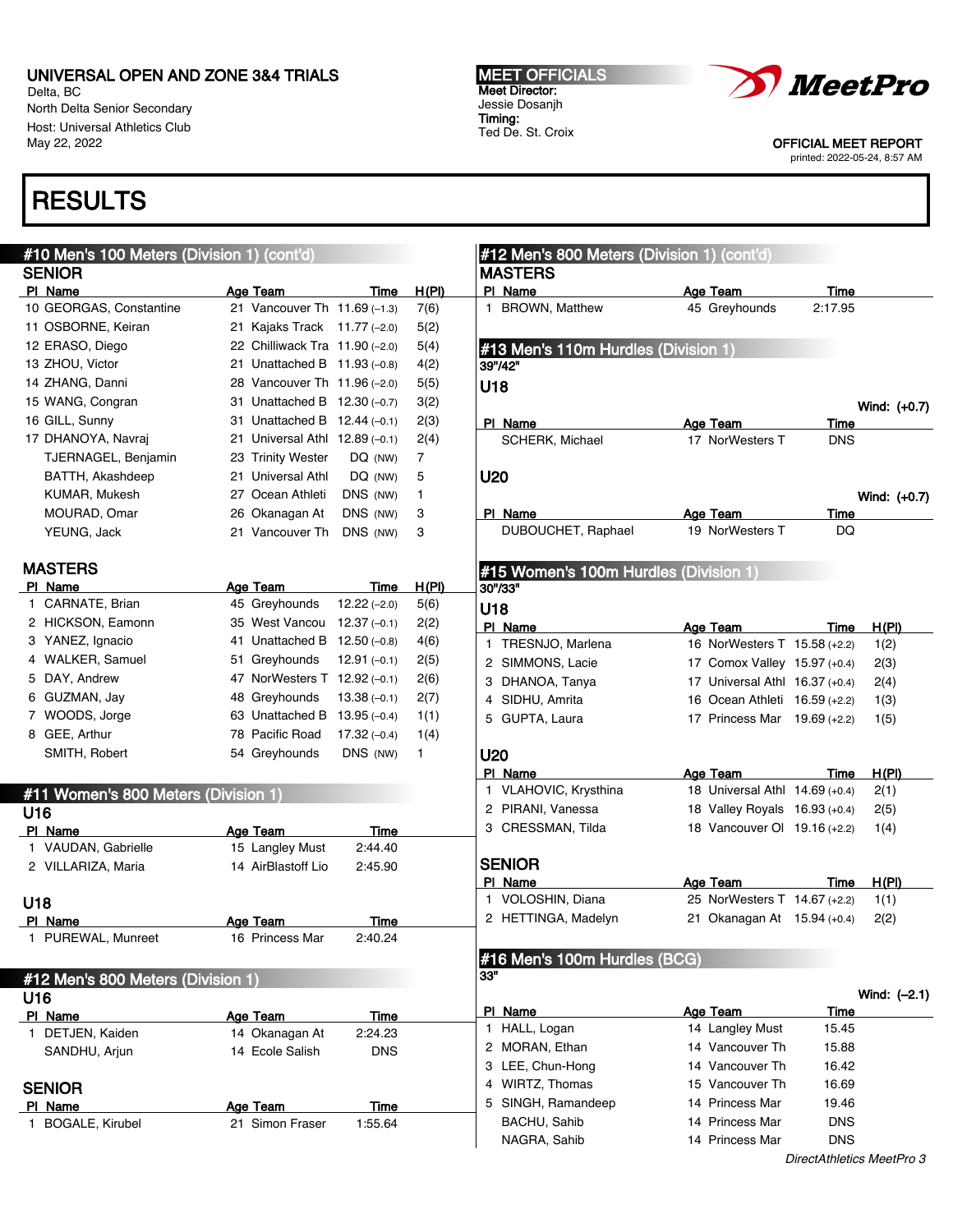UNIVERSAL OPEN AND ZONE 3&4 TRIALS
Delta, BC
North Delta Senior Secondary
Host: Universal Athletics Club
May 22, 2022

MEET OFFICIALS
Meet Director:
Jessie Dosanjh
Timing:
Ted De. St. Croix

OFFICIAL MEET REPORT
printed: 2022-05-24, 8:57 AM

# RESULTS

## #10 Men's 100 Meters (Division 1) (cont'd)

### SENIOR

| Pl | Name | Age | Team | Time | H(Pl) |
|---|---|---|---|---|---|
| 10 | GEORGAS, Constantine | 21 | Vancouver Th | 11.69 (–1.3) | 7(6) |
| 11 | OSBORNE, Keiran | 21 | Kajaks Track | 11.77 (–2.0) | 5(2) |
| 12 | ERASO, Diego | 22 | Chilliwack Tra | 11.90 (–2.0) | 5(4) |
| 13 | ZHOU, Victor | 21 | Unattached B | 11.93 (–0.8) | 4(2) |
| 14 | ZHANG, Danni | 28 | Vancouver Th | 11.96 (–2.0) | 5(5) |
| 15 | WANG, Congran | 31 | Unattached B | 12.30 (–0.7) | 3(2) |
| 16 | GILL, Sunny | 31 | Unattached B | 12.44 (–0.1) | 2(3) |
| 17 | DHANOYA, Navraj | 21 | Universal Athl | 12.89 (–0.1) | 2(4) |
| | TJERNAGEL, Benjamin | 23 | Trinity Wester | DQ (NW) | 7 |
| | BATTH, Akashdeep | 21 | Universal Athl | DQ (NW) | 5 |
| | KUMAR, Mukesh | 27 | Ocean Athleti | DNS (NW) | 1 |
| | MOURAD, Omar | 26 | Okanagan At | DNS (NW) | 3 |
| | YEUNG, Jack | 21 | Vancouver Th | DNS (NW) | 3 |

### MASTERS

| Pl | Name | Age | Team | Time | H(Pl) |
|---|---|---|---|---|---|
| 1 | CARNATE, Brian | 45 | Greyhounds | 12.22 (–2.0) | 5(6) |
| 2 | HICKSON, Eamonn | 35 | West Vancou | 12.37 (–0.1) | 2(2) |
| 3 | YANEZ, Ignacio | 41 | Unattached B | 12.50 (–0.8) | 4(6) |
| 4 | WALKER, Samuel | 51 | Greyhounds | 12.91 (–0.1) | 2(5) |
| 5 | DAY, Andrew | 47 | NorWesters T | 12.92 (–0.1) | 2(6) |
| 6 | GUZMAN, Jay | 48 | Greyhounds | 13.38 (–0.1) | 2(7) |
| 7 | WOODS, Jorge | 63 | Unattached B | 13.95 (–0.4) | 1(1) |
| 8 | GEE, Arthur | 78 | Pacific Road | 17.32 (–0.4) | 1(4) |
| | SMITH, Robert | 54 | Greyhounds | DNS (NW) | 1 |

## #11 Women's 800 Meters (Division 1)

### U16

| Pl | Name | Age | Team | Time |
|---|---|---|---|---|
| 1 | VAUDAN, Gabrielle | 15 | Langley Must | 2:44.40 |
| 2 | VILLARIZA, Maria | 14 | AirBlastoff Lio | 2:45.90 |

### U18

| Pl | Name | Age | Team | Time |
|---|---|---|---|---|
| 1 | PUREWAL, Munreet | 16 | Princess Mar | 2:40.24 |

## #12 Men's 800 Meters (Division 1)

### U16

| Pl | Name | Age | Team | Time |
|---|---|---|---|---|
| 1 | DETJEN, Kaiden | 14 | Okanagan At | 2:24.23 |
| | SANDHU, Arjun | 14 | Ecole Salish | DNS |

### SENIOR

| Pl | Name | Age | Team | Time |
|---|---|---|---|---|
| 1 | BOGALE, Kirubel | 21 | Simon Fraser | 1:55.64 |

## #12 Men's 800 Meters (Division 1) (cont'd)

### MASTERS

| Pl | Name | Age | Team | Time |
|---|---|---|---|---|
| 1 | BROWN, Matthew | 45 | Greyhounds | 2:17.95 |

## #13 Men's 110m Hurdles (Division 1)

39"/42"

### U18

Wind: (+0.7)

| Pl | Name | Age | Team | Time |
|---|---|---|---|---|
| | SCHERK, Michael | 17 | NorWesters T | DNS |

### U20

Wind: (+0.7)

| Pl | Name | Age | Team | Time |
|---|---|---|---|---|
| | DUBOUCHET, Raphael | 19 | NorWesters T | DQ |

## #15 Women's 100m Hurdles (Division 1)

30"/33"

### U18

| Pl | Name | Age | Team | Time | H(Pl) |
|---|---|---|---|---|---|
| 1 | TRESNJO, Marlena | 16 | NorWesters T | 15.58 (+2.2) | 1(2) |
| 2 | SIMMONS, Lacie | 17 | Comox Valley | 15.97 (+0.4) | 2(3) |
| 3 | DHANOA, Tanya | 17 | Universal Athl | 16.37 (+0.4) | 2(4) |
| 4 | SIDHU, Amrita | 16 | Ocean Athleti | 16.59 (+2.2) | 1(3) |
| 5 | GUPTA, Laura | 17 | Princess Mar | 19.69 (+2.2) | 1(5) |

### U20

| Pl | Name | Age | Team | Time | H(Pl) |
|---|---|---|---|---|---|
| 1 | VLAHOVIC, Krysthina | 18 | Universal Athl | 14.69 (+0.4) | 2(1) |
| 2 | PIRANI, Vanessa | 18 | Valley Royals | 16.93 (+0.4) | 2(5) |
| 3 | CRESSMAN, Tilda | 18 | Vancouver Ol | 19.16 (+2.2) | 1(4) |

### SENIOR

| Pl | Name | Age | Team | Time | H(Pl) |
|---|---|---|---|---|---|
| 1 | VOLOSHIN, Diana | 25 | NorWesters T | 14.67 (+2.2) | 1(1) |
| 2 | HETTINGA, Madelyn | 21 | Okanagan At | 15.94 (+0.4) | 2(2) |

## #16 Men's 100m Hurdles (BCG)

33"

Wind: (–2.1)

| Pl | Name | Age | Team | Time |
|---|---|---|---|---|
| 1 | HALL, Logan | 14 | Langley Must | 15.45 |
| 2 | MORAN, Ethan | 14 | Vancouver Th | 15.88 |
| 3 | LEE, Chun-Hong | 14 | Vancouver Th | 16.42 |
| 4 | WIRTZ, Thomas | 15 | Vancouver Th | 16.69 |
| 5 | SINGH, Ramandeep | 14 | Princess Mar | 19.46 |
| | BACHU, Sahib | 14 | Princess Mar | DNS |
| | NAGRA, Sahib | 14 | Princess Mar | DNS |

*DirectAthletics MeetPro 3*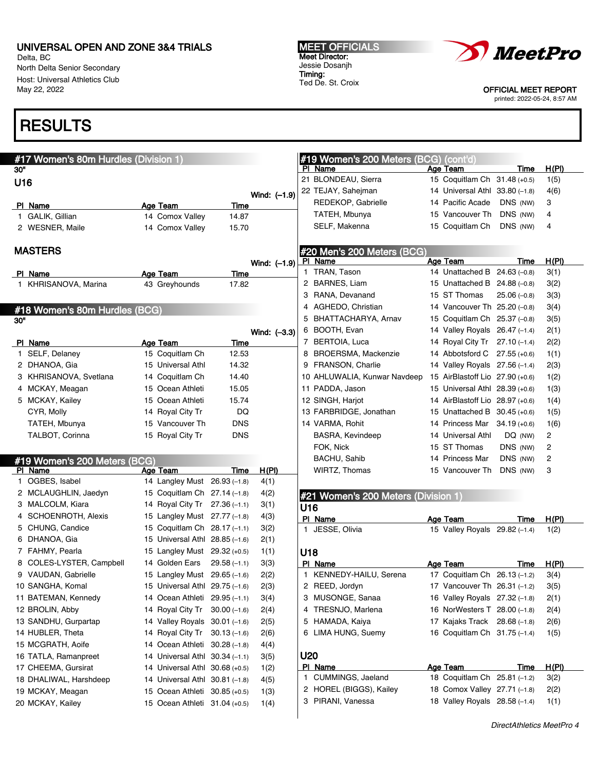UNIVERSAL OPEN AND ZONE 3&4 TRIALS
Delta, BC
North Delta Senior Secondary
Host: Universal Athletics Club
May 22, 2022

MEET OFFICIALS
Meet Director:
Jessie Dosanjh
Timing:
Ted De. St. Croix

OFFICIAL MEET REPORT
printed: 2022-05-24, 8:57 AM

# RESULTS

## #17 Women's 80m Hurdles (Division 1)

30"

### U16

Wind: (–1.9)

| Pl | Name | Age | Team | Time |
|---|---|---|---|---|
| 1 | GALIK, Gillian | 14 | Comox Valley | 14.87 |
| 2 | WESNER, Maile | 14 | Comox Valley | 15.70 |

### MASTERS

Wind: (–1.9)

| Pl | Name | Age | Team | Time |
|---|---|---|---|---|
| 1 | KHRISANOVA, Marina | 43 | Greyhounds | 17.82 |

## #18 Women's 80m Hurdles (BCG)

30"

Wind: (–3.3)

| Pl | Name | Age | Team | Time |
|---|---|---|---|---|
| 1 | SELF, Delaney | 15 | Coquitlam Ch | 12.53 |
| 2 | DHANOA, Gia | 15 | Universal Athl | 14.32 |
| 3 | KHRISANOVA, Svetlana | 14 | Coquitlam Ch | 14.40 |
| 4 | MCKAY, Meagan | 15 | Ocean Athleti | 15.05 |
| 5 | MCKAY, Kailey | 15 | Ocean Athleti | 15.74 |
| | CYR, Molly | 14 | Royal City Tr | DQ |
| | TATEH, Mbunya | 15 | Vancouver Th | DNS |
| | TALBOT, Corinna | 15 | Royal City Tr | DNS |

## #19 Women's 200 Meters (BCG)

| Pl | Name | Age | Team | Time | H(Pl) |
|---|---|---|---|---|---|
| 1 | OGBES, Isabel | 14 | Langley Must | 26.93 (–1.8) | 4(1) |
| 2 | MCLAUGHLIN, Jaedyn | 15 | Coquitlam Ch | 27.14 (–1.8) | 4(2) |
| 3 | MALCOLM, Kiara | 14 | Royal City Tr | 27.36 (–1.1) | 3(1) |
| 4 | SCHOENROTH, Alexis | 15 | Langley Must | 27.77 (–1.8) | 4(3) |
| 5 | CHUNG, Candice | 15 | Coquitlam Ch | 28.17 (–1.1) | 3(2) |
| 6 | DHANOA, Gia | 15 | Universal Athl | 28.85 (–1.6) | 2(1) |
| 7 | FAHMY, Pearla | 15 | Langley Must | 29.32 (+0.5) | 1(1) |
| 8 | COLES-LYSTER, Campbell | 14 | Golden Ears | 29.58 (–1.1) | 3(3) |
| 9 | VAUDAN, Gabrielle | 15 | Langley Must | 29.65 (–1.6) | 2(2) |
| 10 | SANGHA, Komal | 15 | Universal Athl | 29.75 (–1.6) | 2(3) |
| 11 | BATEMAN, Kennedy | 14 | Ocean Athleti | 29.95 (–1.1) | 3(4) |
| 12 | BROLIN, Abby | 14 | Royal City Tr | 30.00 (–1.6) | 2(4) |
| 13 | SANDHU, Gurpartap | 14 | Valley Royals | 30.01 (–1.6) | 2(5) |
| 14 | HUBLER, Theta | 14 | Royal City Tr | 30.13 (–1.6) | 2(6) |
| 15 | MCGRATH, Aoife | 14 | Ocean Athleti | 30.28 (–1.8) | 4(4) |
| 16 | TATLA, Ramanpreet | 14 | Universal Athl | 30.34 (–1.1) | 3(5) |
| 17 | CHEEMA, Gursirat | 14 | Universal Athl | 30.68 (+0.5) | 1(2) |
| 18 | DHALIWAL, Harshdeep | 14 | Universal Athl | 30.81 (–1.8) | 4(5) |
| 19 | MCKAY, Meagan | 15 | Ocean Athleti | 30.85 (+0.5) | 1(3) |
| 20 | MCKAY, Kailey | 15 | Ocean Athleti | 31.04 (+0.5) | 1(4) |
| 21 | BLONDEAU, Sierra | 15 | Coquitlam Ch | 31.48 (+0.5) | 1(5) |
| 22 | TEJAY, Sahejman | 14 | Universal Athl | 33.80 (–1.8) | 4(6) |
| | REDEKOP, Gabrielle | 14 | Pacific Acade | DNS (NW) | 3 |
| | TATEH, Mbunya | 15 | Vancouver Th | DNS (NW) | 4 |
| | SELF, Makenna | 15 | Coquitlam Ch | DNS (NW) | 4 |

## #20 Men's 200 Meters (BCG)

| Pl | Name | Age | Team | Time | H(Pl) |
|---|---|---|---|---|---|
| 1 | TRAN, Tason | 14 | Unattached B | 24.63 (–0.8) | 3(1) |
| 2 | BARNES, Liam | 15 | Unattached B | 24.88 (–0.8) | 3(2) |
| 3 | RANA, Devanand | 15 | ST Thomas | 25.06 (–0.8) | 3(3) |
| 4 | AGHEDO, Christian | 14 | Unattached B | 25.20 (–0.8) | 3(4) |
| 5 | BHATTACHARYA, Arnav | 15 | Coquitlam Ch | 25.37 (–0.8) | 3(5) |
| 6 | BOOTH, Evan | 14 | Valley Royals | 26.47 (–1.4) | 2(1) |
| 7 | BERTOIA, Luca | 14 | Royal City Tr | 27.10 (–1.4) | 2(2) |
| 8 | BROERSMA, Mackenzie | 14 | Abbotsford C | 27.55 (+0.6) | 1(1) |
| 9 | FRANSON, Charlie | 14 | Valley Royals | 27.56 (–1.4) | 2(3) |
| 10 | AHLUWALIA, Kunwar Navdeep | 15 | AirBlastoff Lio | 27.90 (+0.6) | 1(2) |
| 11 | PADDA, Jason | 15 | Universal Athl | 28.39 (+0.6) | 1(3) |
| 12 | SINGH, Harjot | 14 | AirBlastoff Lio | 28.97 (+0.6) | 1(4) |
| 13 | FARBRIDGE, Jonathan | 15 | Unattached B | 30.45 (+0.6) | 1(5) |
| 14 | VARMA, Rohit | 14 | Princess Mar | 34.19 (+0.6) | 1(6) |
| | BASRA, Kevindeep | 14 | Universal Athl | DQ (NW) | 2 |
| | FOK, Nick | 15 | ST Thomas | DNS (NW) | 2 |
| | BACHU, Sahib | 14 | Princess Mar | DNS (NW) | 2 |
| | WIRTZ, Thomas | 15 | Vancouver Th | DNS (NW) | 3 |

## #21 Women's 200 Meters (Division 1)

### U16

| Pl | Name | Age | Team | Time | H(Pl) |
|---|---|---|---|---|---|
| 1 | JESSE, Olivia | 15 | Valley Royals | 29.82 (–1.4) | 1(2) |

### U18

| Pl | Name | Age | Team | Time | H(Pl) |
|---|---|---|---|---|---|
| 1 | KENNEDY-HAILU, Serena | 17 | Coquitlam Ch | 26.13 (–1.2) | 3(4) |
| 2 | REED, Jordyn | 17 | Vancouver Th | 26.31 (–1.2) | 3(5) |
| 3 | MUSONGE, Sanaa | 16 | Valley Royals | 27.32 (–1.8) | 2(1) |
| 4 | TRESNJO, Marlena | 16 | NorWesters T | 28.00 (–1.8) | 2(4) |
| 5 | HAMADA, Kaiya | 17 | Kajaks Track | 28.68 (–1.8) | 2(6) |
| 6 | LIMA HUNG, Suemy | 16 | Coquitlam Ch | 31.75 (–1.4) | 1(5) |

### U20

| Pl | Name | Age | Team | Time | H(Pl) |
|---|---|---|---|---|---|
| 1 | CUMMINGS, Jaeland | 18 | Coquitlam Ch | 25.81 (–1.2) | 3(2) |
| 2 | HOREL (BIGGS), Kailey | 18 | Comox Valley | 27.71 (–1.8) | 2(2) |
| 3 | PIRANI, Vanessa | 18 | Valley Royals | 28.58 (–1.4) | 1(1) |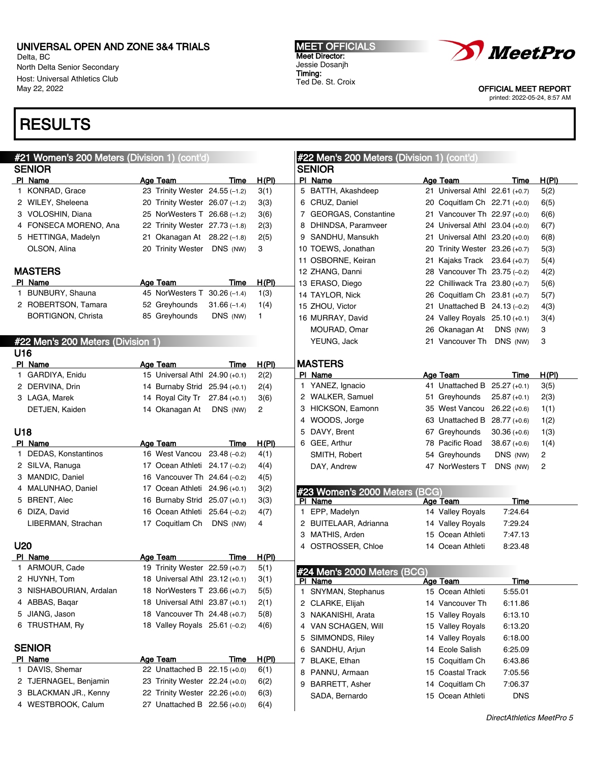# UNIVERSAL OPEN AND ZONE 3&4 TRIALS

Delta, BC
North Delta Senior Secondary
Host: Universal Athletics Club
May 22, 2022

**MEET OFFICIALS**
Meet Director:
Jessie Dosanjh
Timing:
Ted De. St. Croix

OFFICIAL MEET REPORT
printed: 2022-05-24, 8:57 AM

# RESULTS

## #21 Women's 200 Meters (Division 1) (cont'd)

### SENIOR

| Pl | Name | Age | Team | Time | H(Pl) |
|---|---|---|---|---|---|
| 1 | KONRAD, Grace | 23 | Trinity Wester | 24.55 (–1.2) | 3(1) |
| 2 | WILEY, Sheleena | 20 | Trinity Wester | 26.07 (–1.2) | 3(3) |
| 3 | VOLOSHIN, Diana | 25 | NorWesters T | 26.68 (–1.2) | 3(6) |
| 4 | FONSECA MORENO, Ana | 22 | Trinity Wester | 27.73 (–1.8) | 2(3) |
| 5 | HETTINGA, Madelyn | 21 | Okanagan At | 28.22 (–1.8) | 2(5) |
| | OLSON, Alina | 20 | Trinity Wester | DNS (NW) | 3 |

### MASTERS

| Pl | Name | Age | Team | Time | H(Pl) |
|---|---|---|---|---|---|
| 1 | BUNBURY, Shauna | 45 | NorWesters T | 30.26 (–1.4) | 1(3) |
| 2 | ROBERTSON, Tamara | 52 | Greyhounds | 31.66 (–1.4) | 1(4) |
| | BORTIGNON, Christa | 85 | Greyhounds | DNS (NW) | 1 |

## #22 Men's 200 Meters (Division 1)

### U16

| Pl | Name | Age | Team | Time | H(Pl) |
|---|---|---|---|---|---|
| 1 | GARDIYA, Enidu | 15 | Universal Athl | 24.90 (+0.1) | 2(2) |
| 2 | DERVINA, Drin | 14 | Burnaby Strid | 25.94 (+0.1) | 2(4) |
| 3 | LAGA, Marek | 14 | Royal City Tr | 27.84 (+0.1) | 3(6) |
| | DETJEN, Kaiden | 14 | Okanagan At | DNS (NW) | 2 |

### U18

| Pl | Name | Age | Team | Time | H(Pl) |
|---|---|---|---|---|---|
| 1 | DEDAS, Konstantinos | 16 | West Vancou | 23.48 (–0.2) | 4(1) |
| 2 | SILVA, Ranuga | 17 | Ocean Athleti | 24.17 (–0.2) | 4(4) |
| 3 | MANDIC, Daniel | 16 | Vancouver Th | 24.64 (–0.2) | 4(5) |
| 4 | MALUNHAO, Daniel | 17 | Ocean Athleti | 24.96 (+0.1) | 3(2) |
| 5 | BRENT, Alec | 16 | Burnaby Strid | 25.07 (+0.1) | 3(3) |
| 6 | DIZA, David | 16 | Ocean Athleti | 25.64 (–0.2) | 4(7) |
| | LIBERMAN, Strachan | 17 | Coquitlam Ch | DNS (NW) | 4 |

### U20

| Pl | Name | Age | Team | Time | H(Pl) |
|---|---|---|---|---|---|
| 1 | ARMOUR, Cade | 19 | Trinity Wester | 22.59 (+0.7) | 5(1) |
| 2 | HUYNH, Tom | 18 | Universal Athl | 23.12 (+0.1) | 3(1) |
| 3 | NISHABOURIAN, Ardalan | 18 | NorWesters T | 23.66 (+0.7) | 5(5) |
| 4 | ABBAS, Baqar | 18 | Universal Athl | 23.87 (+0.1) | 2(1) |
| 5 | JIANG, Jason | 18 | Vancouver Th | 24.48 (+0.7) | 5(8) |
| 6 | TRUSTHAM, Ry | 18 | Valley Royals | 25.61 (–0.2) | 4(6) |

### SENIOR

| Pl | Name | Age | Team | Time | H(Pl) |
|---|---|---|---|---|---|
| 1 | DAVIS, Shemar | 22 | Unattached B | 22.15 (+0.0) | 6(1) |
| 2 | TJERNAGEL, Benjamin | 23 | Trinity Wester | 22.24 (+0.0) | 6(2) |
| 3 | BLACKMAN JR., Kenny | 22 | Trinity Wester | 22.26 (+0.0) | 6(3) |
| 4 | WESTBROOK, Calum | 27 | Unattached B | 22.56 (+0.0) | 6(4) |
| 5 | BATTH, Akashdeep | 21 | Universal Athl | 22.61 (+0.7) | 5(2) |
| 6 | CRUZ, Daniel | 20 | Coquitlam Ch | 22.71 (+0.0) | 6(5) |
| 7 | GEORGAS, Constantine | 21 | Vancouver Th | 22.97 (+0.0) | 6(6) |
| 8 | DHINDSA, Paramveer | 24 | Universal Athl | 23.04 (+0.0) | 6(7) |
| 9 | SANDHU, Mansukh | 21 | Universal Athl | 23.20 (+0.0) | 6(8) |
| 10 | TOEWS, Jonathan | 20 | Trinity Wester | 23.26 (+0.7) | 5(3) |
| 11 | OSBORNE, Keiran | 21 | Kajaks Track | 23.64 (+0.7) | 5(4) |
| 12 | ZHANG, Danni | 28 | Vancouver Th | 23.75 (–0.2) | 4(2) |
| 13 | ERASO, Diego | 22 | Chilliwack Tra | 23.80 (+0.7) | 5(6) |
| 14 | TAYLOR, Nick | 26 | Coquitlam Ch | 23.81 (+0.7) | 5(7) |
| 15 | ZHOU, Victor | 21 | Unattached B | 24.13 (–0.2) | 4(3) |
| 16 | MURRAY, David | 24 | Valley Royals | 25.10 (+0.1) | 3(4) |
| | MOURAD, Omar | 26 | Okanagan At | DNS (NW) | 3 |
| | YEUNG, Jack | 21 | Vancouver Th | DNS (NW) | 3 |

### MASTERS

| Pl | Name | Age | Team | Time | H(Pl) |
|---|---|---|---|---|---|
| 1 | YANEZ, Ignacio | 41 | Unattached B | 25.27 (+0.1) | 3(5) |
| 2 | WALKER, Samuel | 51 | Greyhounds | 25.87 (+0.1) | 2(3) |
| 3 | HICKSON, Eamonn | 35 | West Vancou | 26.22 (+0.6) | 1(1) |
| 4 | WOODS, Jorge | 63 | Unattached B | 28.77 (+0.6) | 1(2) |
| 5 | DAVY, Brent | 67 | Greyhounds | 30.36 (+0.6) | 1(3) |
| 6 | GEE, Arthur | 78 | Pacific Road | 38.67 (+0.6) | 1(4) |
| | SMITH, Robert | 54 | Greyhounds | DNS (NW) | 2 |
| | DAY, Andrew | 47 | NorWesters T | DNS (NW) | 2 |

## #23 Women's 2000 Meters (BCG)

| Pl | Name | Age | Team | Time |
|---|---|---|---|---|
| 1 | EPP, Madelyn | 14 | Valley Royals | 7:24.64 |
| 2 | BUITELAAR, Adrianna | 14 | Valley Royals | 7:29.24 |
| 3 | MATHIS, Arden | 15 | Ocean Athleti | 7:47.13 |
| 4 | OSTROSSER, Chloe | 14 | Ocean Athleti | 8:23.48 |

## #24 Men's 2000 Meters (BCG)

| Pl | Name | Age | Team | Time |
|---|---|---|---|---|
| 1 | SNYMAN, Stephanus | 15 | Ocean Athleti | 5:55.01 |
| 2 | CLARKE, Elijah | 14 | Vancouver Th | 6:11.86 |
| 3 | NAKANISHI, Arata | 15 | Valley Royals | 6:13.10 |
| 4 | VAN SCHAGEN, Will | 15 | Valley Royals | 6:13.20 |
| 5 | SIMMONDS, Riley | 14 | Valley Royals | 6:18.00 |
| 6 | SANDHU, Arjun | 14 | Ecole Salish | 6:25.09 |
| 7 | BLAKE, Ethan | 15 | Coquitlam Ch | 6:43.86 |
| 8 | PANNU, Armaan | 15 | Coastal Track | 7:05.56 |
| 9 | BARRETT, Asher | 14 | Coquitlam Ch | 7:06.37 |
| | SADA, Bernardo | 15 | Ocean Athleti | DNS |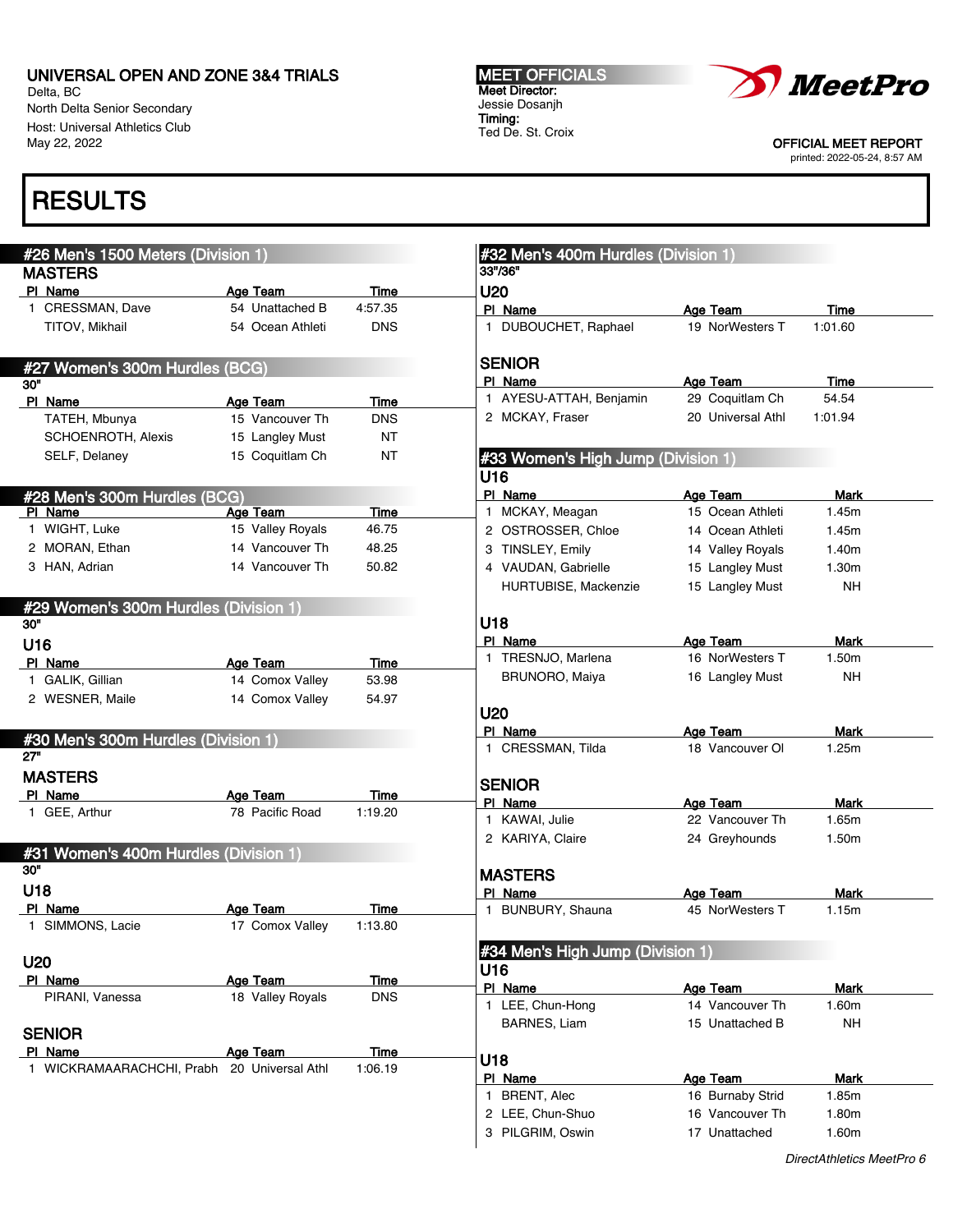UNIVERSAL OPEN AND ZONE 3&4 TRIALS
Delta, BC
North Delta Senior Secondary
Host: Universal Athletics Club
May 22, 2022

MEET OFFICIALS
Meet Director:
Jessie Dosanjh
Timing:
Ted De. St. Croix

OFFICIAL MEET REPORT
printed: 2022-05-24, 8:57 AM

# RESULTS

## #26 Men's 1500 Meters (Division 1)

### MASTERS

| Pl | Name | Age | Team | Time |
|---|---|---|---|---|
| 1 | CRESSMAN, Dave | 54 | Unattached B | 4:57.35 |
| | TITOV, Mikhail | 54 | Ocean Athleti | DNS |

## #27 Women's 300m Hurdles (BCG)

30"

| Pl | Name | Age | Team | Time |
|---|---|---|---|---|
| | TATEH, Mbunya | 15 | Vancouver Th | DNS |
| | SCHOENROTH, Alexis | 15 | Langley Must | NT |
| | SELF, Delaney | 15 | Coquitlam Ch | NT |

## #28 Men's 300m Hurdles (BCG)

| Pl | Name | Age | Team | Time |
|---|---|---|---|---|
| 1 | WIGHT, Luke | 15 | Valley Royals | 46.75 |
| 2 | MORAN, Ethan | 14 | Vancouver Th | 48.25 |
| 3 | HAN, Adrian | 14 | Vancouver Th | 50.82 |

## #29 Women's 300m Hurdles (Division 1)

30"

### U16

| Pl | Name | Age | Team | Time |
|---|---|---|---|---|
| 1 | GALIK, Gillian | 14 | Comox Valley | 53.98 |
| 2 | WESNER, Maile | 14 | Comox Valley | 54.97 |

## #30 Men's 300m Hurdles (Division 1)

27"

### MASTERS

| Pl | Name | Age | Team | Time |
|---|---|---|---|---|
| 1 | GEE, Arthur | 78 | Pacific Road | 1:19.20 |

## #31 Women's 400m Hurdles (Division 1)

30"

### U18

| Pl | Name | Age | Team | Time |
|---|---|---|---|---|
| 1 | SIMMONS, Lacie | 17 | Comox Valley | 1:13.80 |

### U20

| Pl | Name | Age | Team | Time |
|---|---|---|---|---|
| | PIRANI, Vanessa | 18 | Valley Royals | DNS |

### SENIOR

| Pl | Name | Age | Team | Time |
|---|---|---|---|---|
| 1 | WICKRAMAARACHCHI, Prabh | 20 | Universal Athl | 1:06.19 |

## #32 Men's 400m Hurdles (Division 1)

33"/36"

### U20

| Pl | Name | Age | Team | Time |
|---|---|---|---|---|
| 1 | DUBOUCHET, Raphael | 19 | NorWesters T | 1:01.60 |

### SENIOR

| Pl | Name | Age | Team | Time |
|---|---|---|---|---|
| 1 | AYESU-ATTAH, Benjamin | 29 | Coquitlam Ch | 54.54 |
| 2 | MCKAY, Fraser | 20 | Universal Athl | 1:01.94 |

## #33 Women's High Jump (Division 1)

### U16

| Pl | Name | Age | Team | Mark |
|---|---|---|---|---|
| 1 | MCKAY, Meagan | 15 | Ocean Athleti | 1.45m |
| 2 | OSTROSSER, Chloe | 14 | Ocean Athleti | 1.45m |
| 3 | TINSLEY, Emily | 14 | Valley Royals | 1.40m |
| 4 | VAUDAN, Gabrielle | 15 | Langley Must | 1.30m |
| | HURTUBISE, Mackenzie | 15 | Langley Must | NH |

### U18

| Pl | Name | Age | Team | Mark |
|---|---|---|---|---|
| 1 | TRESNJO, Marlena | 16 | NorWesters T | 1.50m |
| | BRUNORO, Maiya | 16 | Langley Must | NH |

### U20

| Pl | Name | Age | Team | Mark |
|---|---|---|---|---|
| 1 | CRESSMAN, Tilda | 18 | Vancouver Ol | 1.25m |

### SENIOR

| Pl | Name | Age | Team | Mark |
|---|---|---|---|---|
| 1 | KAWAI, Julie | 22 | Vancouver Th | 1.65m |
| 2 | KARIYA, Claire | 24 | Greyhounds | 1.50m |

### MASTERS

| Pl | Name | Age | Team | Mark |
|---|---|---|---|---|
| 1 | BUNBURY, Shauna | 45 | NorWesters T | 1.15m |

## #34 Men's High Jump (Division 1)

### U16

| Pl | Name | Age | Team | Mark |
|---|---|---|---|---|
| 1 | LEE, Chun-Hong | 14 | Vancouver Th | 1.60m |
| | BARNES, Liam | 15 | Unattached B | NH |

### U18

| Pl | Name | Age | Team | Mark |
|---|---|---|---|---|
| 1 | BRENT, Alec | 16 | Burnaby Strid | 1.85m |
| 2 | LEE, Chun-Shuo | 16 | Vancouver Th | 1.80m |
| 3 | PILGRIM, Oswin | 17 | Unattached | 1.60m |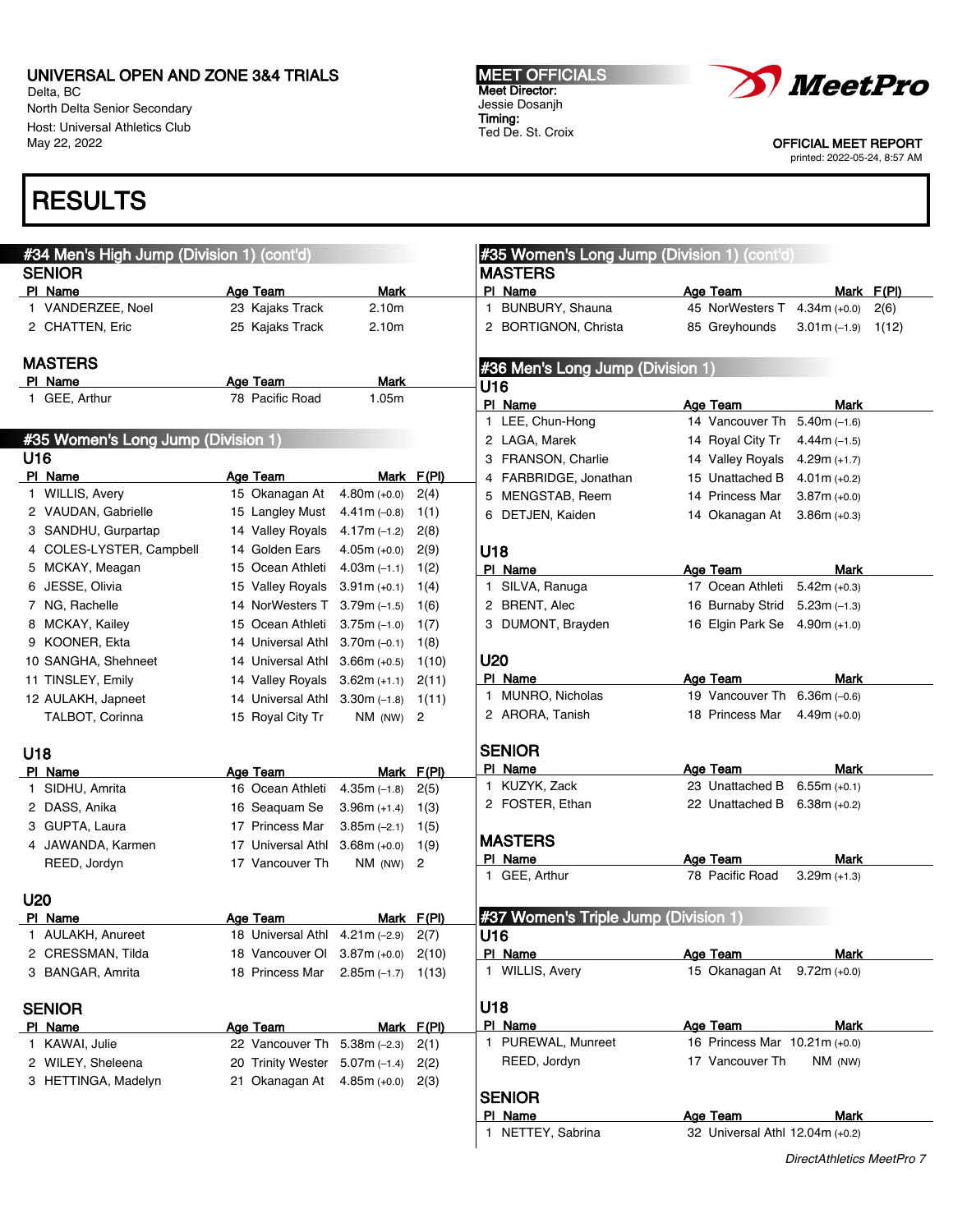# UNIVERSAL OPEN AND ZONE 3&4 TRIALS

Delta, BC
North Delta Senior Secondary
Host: Universal Athletics Club
May 22, 2022

**MEET OFFICIALS**
**Meet Director:**
Jessie Dosanjh
**Timing:**
Ted De. St. Croix

OFFICIAL MEET REPORT
printed: 2022-05-24, 8:57 AM

# RESULTS

## #34 Men's High Jump (Division 1) (cont'd)

### SENIOR

| Pl | Name | Age | Team | Mark |
|---|---|---|---|---|
| 1 | VANDERZEE, Noel | 23 | Kajaks Track | 2.10m |
| 2 | CHATTEN, Eric | 25 | Kajaks Track | 2.10m |

### MASTERS

| Pl | Name | Age | Team | Mark |
|---|---|---|---|---|
| 1 | GEE, Arthur | 78 | Pacific Road | 1.05m |

## #35 Women's Long Jump (Division 1)

### U16

| Pl | Name | Age | Team | Mark | F(Pl) |
|---|---|---|---|---|---|
| 1 | WILLIS, Avery | 15 | Okanagan At | 4.80m (+0.0) | 2(4) |
| 2 | VAUDAN, Gabrielle | 15 | Langley Must | 4.41m (–0.8) | 1(1) |
| 3 | SANDHU, Gurpartap | 14 | Valley Royals | 4.17m (–1.2) | 2(8) |
| 4 | COLES-LYSTER, Campbell | 14 | Golden Ears | 4.05m (+0.0) | 2(9) |
| 5 | MCKAY, Meagan | 15 | Ocean Athleti | 4.03m (–1.1) | 1(2) |
| 6 | JESSE, Olivia | 15 | Valley Royals | 3.91m (+0.1) | 1(4) |
| 7 | NG, Rachelle | 14 | NorWesters T | 3.79m (–1.5) | 1(6) |
| 8 | MCKAY, Kailey | 15 | Ocean Athleti | 3.75m (–1.0) | 1(7) |
| 9 | KOONER, Ekta | 14 | Universal Athl | 3.70m (–0.1) | 1(8) |
| 10 | SANGHA, Shehneet | 14 | Universal Athl | 3.66m (+0.5) | 1(10) |
| 11 | TINSLEY, Emily | 14 | Valley Royals | 3.62m (+1.1) | 2(11) |
| 12 | AULAKH, Japneet | 14 | Universal Athl | 3.30m (–1.8) | 1(11) |
| | TALBOT, Corinna | 15 | Royal City Tr | NM (NW) | 2 |

### U18

| Pl | Name | Age | Team | Mark | F(Pl) |
|---|---|---|---|---|---|
| 1 | SIDHU, Amrita | 16 | Ocean Athleti | 4.35m (–1.8) | 2(5) |
| 2 | DASS, Anika | 16 | Seaquam Se | 3.96m (+1.4) | 1(3) |
| 3 | GUPTA, Laura | 17 | Princess Mar | 3.85m (–2.1) | 1(5) |
| 4 | JAWANDA, Karmen | 17 | Universal Athl | 3.68m (+0.0) | 1(9) |
| | REED, Jordyn | 17 | Vancouver Th | NM (NW) | 2 |

### U20

| Pl | Name | Age | Team | Mark | F(Pl) |
|---|---|---|---|---|---|
| 1 | AULAKH, Anureet | 18 | Universal Athl | 4.21m (–2.9) | 2(7) |
| 2 | CRESSMAN, Tilda | 18 | Vancouver Ol | 3.87m (+0.0) | 2(10) |
| 3 | BANGAR, Amrita | 18 | Princess Mar | 2.85m (–1.7) | 1(13) |

### SENIOR

| Pl | Name | Age | Team | Mark | F(Pl) |
|---|---|---|---|---|---|
| 1 | KAWAI, Julie | 22 | Vancouver Th | 5.38m (–2.3) | 2(1) |
| 2 | WILEY, Sheleena | 20 | Trinity Wester | 5.07m (–1.4) | 2(2) |
| 3 | HETTINGA, Madelyn | 21 | Okanagan At | 4.85m (+0.0) | 2(3) |

## #35 Women's Long Jump (Division 1) (cont'd)

### MASTERS

| Pl | Name | Age | Team | Mark | F(Pl) |
|---|---|---|---|---|---|
| 1 | BUNBURY, Shauna | 45 | NorWesters T | 4.34m (+0.0) | 2(6) |
| 2 | BORTIGNON, Christa | 85 | Greyhounds | 3.01m (–1.9) | 1(12) |

## #36 Men's Long Jump (Division 1)

### U16

| Pl | Name | Age | Team | Mark |
|---|---|---|---|---|
| 1 | LEE, Chun-Hong | 14 | Vancouver Th | 5.40m (–1.6) |
| 2 | LAGA, Marek | 14 | Royal City Tr | 4.44m (–1.5) |
| 3 | FRANSON, Charlie | 14 | Valley Royals | 4.29m (+1.7) |
| 4 | FARBRIDGE, Jonathan | 15 | Unattached B | 4.01m (+0.2) |
| 5 | MENGSTAB, Reem | 14 | Princess Mar | 3.87m (+0.0) |
| 6 | DETJEN, Kaiden | 14 | Okanagan At | 3.86m (+0.3) |

### U18

| Pl | Name | Age | Team | Mark |
|---|---|---|---|---|
| 1 | SILVA, Ranuga | 17 | Ocean Athleti | 5.42m (+0.3) |
| 2 | BRENT, Alec | 16 | Burnaby Strid | 5.23m (–1.3) |
| 3 | DUMONT, Brayden | 16 | Elgin Park Se | 4.90m (+1.0) |

### U20

| Pl | Name | Age | Team | Mark |
|---|---|---|---|---|
| 1 | MUNRO, Nicholas | 19 | Vancouver Th | 6.36m (–0.6) |
| 2 | ARORA, Tanish | 18 | Princess Mar | 4.49m (+0.0) |

### SENIOR

| Pl | Name | Age | Team | Mark |
|---|---|---|---|---|
| 1 | KUZYK, Zack | 23 | Unattached B | 6.55m (+0.1) |
| 2 | FOSTER, Ethan | 22 | Unattached B | 6.38m (+0.2) |

### MASTERS

| Pl | Name | Age | Team | Mark |
|---|---|---|---|---|
| 1 | GEE, Arthur | 78 | Pacific Road | 3.29m (+1.3) |

## #37 Women's Triple Jump (Division 1)

### U16

| Pl | Name | Age | Team | Mark |
|---|---|---|---|---|
| 1 | WILLIS, Avery | 15 | Okanagan At | 9.72m (+0.0) |

### U18

| Pl | Name | Age | Team | Mark |
|---|---|---|---|---|
| 1 | PUREWAL, Munreet | 16 | Princess Mar | 10.21m (+0.0) |
| | REED, Jordyn | 17 | Vancouver Th | NM (NW) |

### SENIOR

| Pl | Name | Age | Team | Mark |
|---|---|---|---|---|
| 1 | NETTEY, Sabrina | 32 | Universal Athl | 12.04m (+0.2) |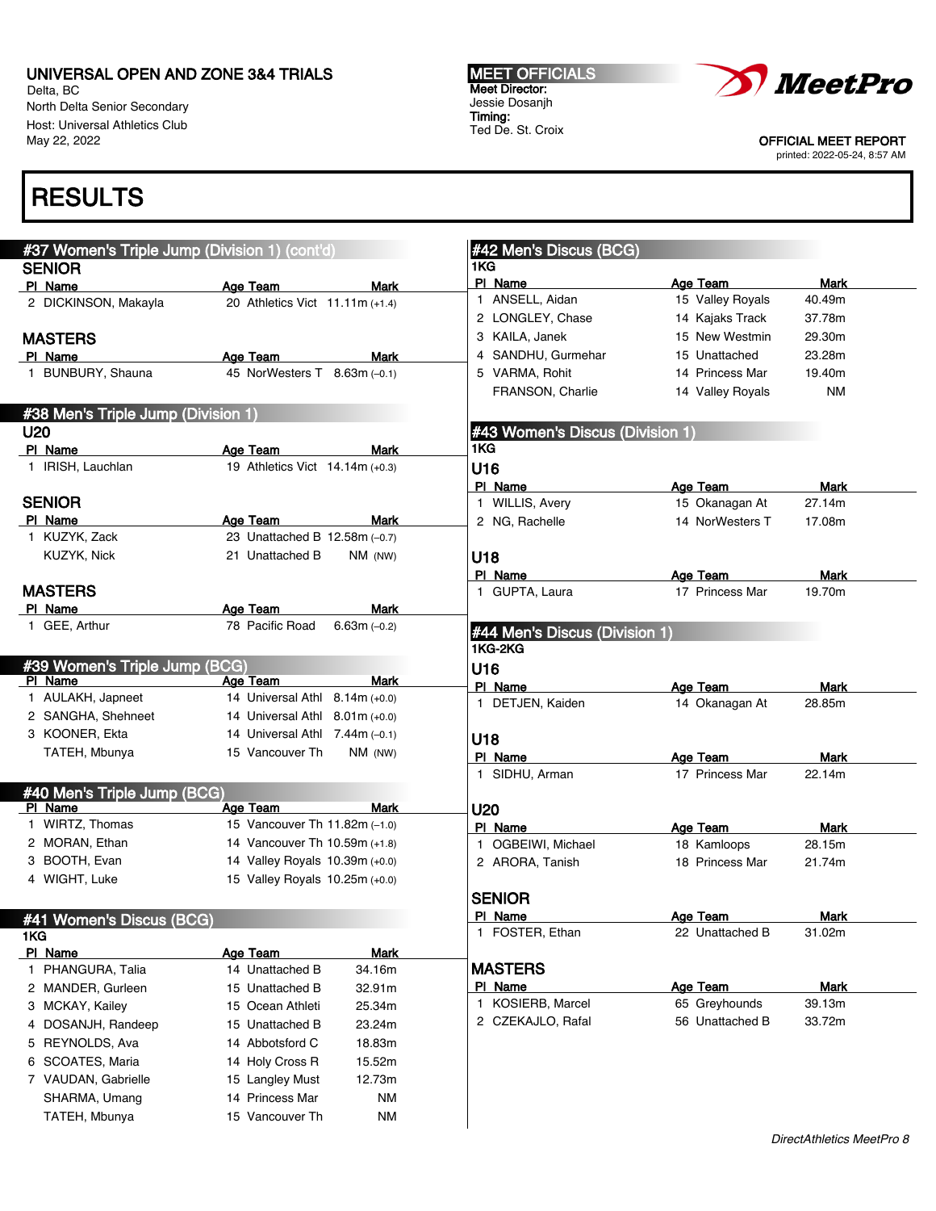# UNIVERSAL OPEN AND ZONE 3&4 TRIALS

Delta, BC
North Delta Senior Secondary
Host: Universal Athletics Club
May 22, 2022

**MEET OFFICIALS**
Meet Director:
Jessie Dosanjh
Timing:
Ted De. St. Croix

OFFICIAL MEET REPORT
printed: 2022-05-24, 8:57 AM

# RESULTS

## #37 Women's Triple Jump (Division 1) (cont'd)

### SENIOR

| Pl | Name | Age | Team | Mark |
|---|---|---|---|---|
| 2 | DICKINSON, Makayla | 20 | Athletics Vict | 11.11m (+1.4) |

### MASTERS

| Pl | Name | Age | Team | Mark |
|---|---|---|---|---|
| 1 | BUNBURY, Shauna | 45 | NorWesters T | 8.63m (–0.1) |

## #38 Men's Triple Jump (Division 1)

### U20

| Pl | Name | Age | Team | Mark |
|---|---|---|---|---|
| 1 | IRISH, Lauchlan | 19 | Athletics Vict | 14.14m (+0.3) |

### SENIOR

| Pl | Name | Age | Team | Mark |
|---|---|---|---|---|
| 1 | KUZYK, Zack | 23 | Unattached B | 12.58m (–0.7) |
| | KUZYK, Nick | 21 | Unattached B | NM (NW) |

### MASTERS

| Pl | Name | Age | Team | Mark |
|---|---|---|---|---|
| 1 | GEE, Arthur | 78 | Pacific Road | 6.63m (–0.2) |

## #39 Women's Triple Jump (BCG)

| Pl | Name | Age | Team | Mark |
|---|---|---|---|---|
| 1 | AULAKH, Japneet | 14 | Universal Athl | 8.14m (+0.0) |
| 2 | SANGHA, Shehneet | 14 | Universal Athl | 8.01m (+0.0) |
| 3 | KOONER, Ekta | 14 | Universal Athl | 7.44m (–0.1) |
| | TATEH, Mbunya | 15 | Vancouver Th | NM (NW) |

## #40 Men's Triple Jump (BCG)

| Pl | Name | Age | Team | Mark |
|---|---|---|---|---|
| 1 | WIRTZ, Thomas | 15 | Vancouver Th | 11.82m (–1.0) |
| 2 | MORAN, Ethan | 14 | Vancouver Th | 10.59m (+1.8) |
| 3 | BOOTH, Evan | 14 | Valley Royals | 10.39m (+0.0) |
| 4 | WIGHT, Luke | 15 | Valley Royals | 10.25m (+0.0) |

## #41 Women's Discus (BCG)

1KG

| Pl | Name | Age | Team | Mark |
|---|---|---|---|---|
| 1 | PHANGURA, Talia | 14 | Unattached B | 34.16m |
| 2 | MANDER, Gurleen | 15 | Unattached B | 32.91m |
| 3 | MCKAY, Kailey | 15 | Ocean Athleti | 25.34m |
| 4 | DOSANJH, Randeep | 15 | Unattached B | 23.24m |
| 5 | REYNOLDS, Ava | 14 | Abbotsford C | 18.83m |
| 6 | SCOATES, Maria | 14 | Holy Cross R | 15.52m |
| 7 | VAUDAN, Gabrielle | 15 | Langley Must | 12.73m |
| | SHARMA, Umang | 14 | Princess Mar | NM |
| | TATEH, Mbunya | 15 | Vancouver Th | NM |

## #42 Men's Discus (BCG)

1KG

| Pl | Name | Age | Team | Mark |
|---|---|---|---|---|
| 1 | ANSELL, Aidan | 15 | Valley Royals | 40.49m |
| 2 | LONGLEY, Chase | 14 | Kajaks Track | 37.78m |
| 3 | KAILA, Janek | 15 | New Westmin | 29.30m |
| 4 | SANDHU, Gurmehar | 15 | Unattached | 23.28m |
| 5 | VARMA, Rohit | 14 | Princess Mar | 19.40m |
| | FRANSON, Charlie | 14 | Valley Royals | NM |

## #43 Women's Discus (Division 1)

1KG

### U16

| Pl | Name | Age | Team | Mark |
|---|---|---|---|---|
| 1 | WILLIS, Avery | 15 | Okanagan At | 27.14m |
| 2 | NG, Rachelle | 14 | NorWesters T | 17.08m |

### U18

| Pl | Name | Age | Team | Mark |
|---|---|---|---|---|
| 1 | GUPTA, Laura | 17 | Princess Mar | 19.70m |

## #44 Men's Discus (Division 1)

1KG-2KG

### U16

| Pl | Name | Age | Team | Mark |
|---|---|---|---|---|
| 1 | DETJEN, Kaiden | 14 | Okanagan At | 28.85m |

### U18

| Pl | Name | Age | Team | Mark |
|---|---|---|---|---|
| 1 | SIDHU, Arman | 17 | Princess Mar | 22.14m |

### U20

| Pl | Name | Age | Team | Mark |
|---|---|---|---|---|
| 1 | OGBEIWI, Michael | 18 | Kamloops | 28.15m |
| 2 | ARORA, Tanish | 18 | Princess Mar | 21.74m |

### SENIOR

| Pl | Name | Age | Team | Mark |
|---|---|---|---|---|
| 1 | FOSTER, Ethan | 22 | Unattached B | 31.02m |

### MASTERS

| Pl | Name | Age | Team | Mark |
|---|---|---|---|---|
| 1 | KOSIERB, Marcel | 65 | Greyhounds | 39.13m |
| 2 | CZEKAJLO, Rafal | 56 | Unattached B | 33.72m |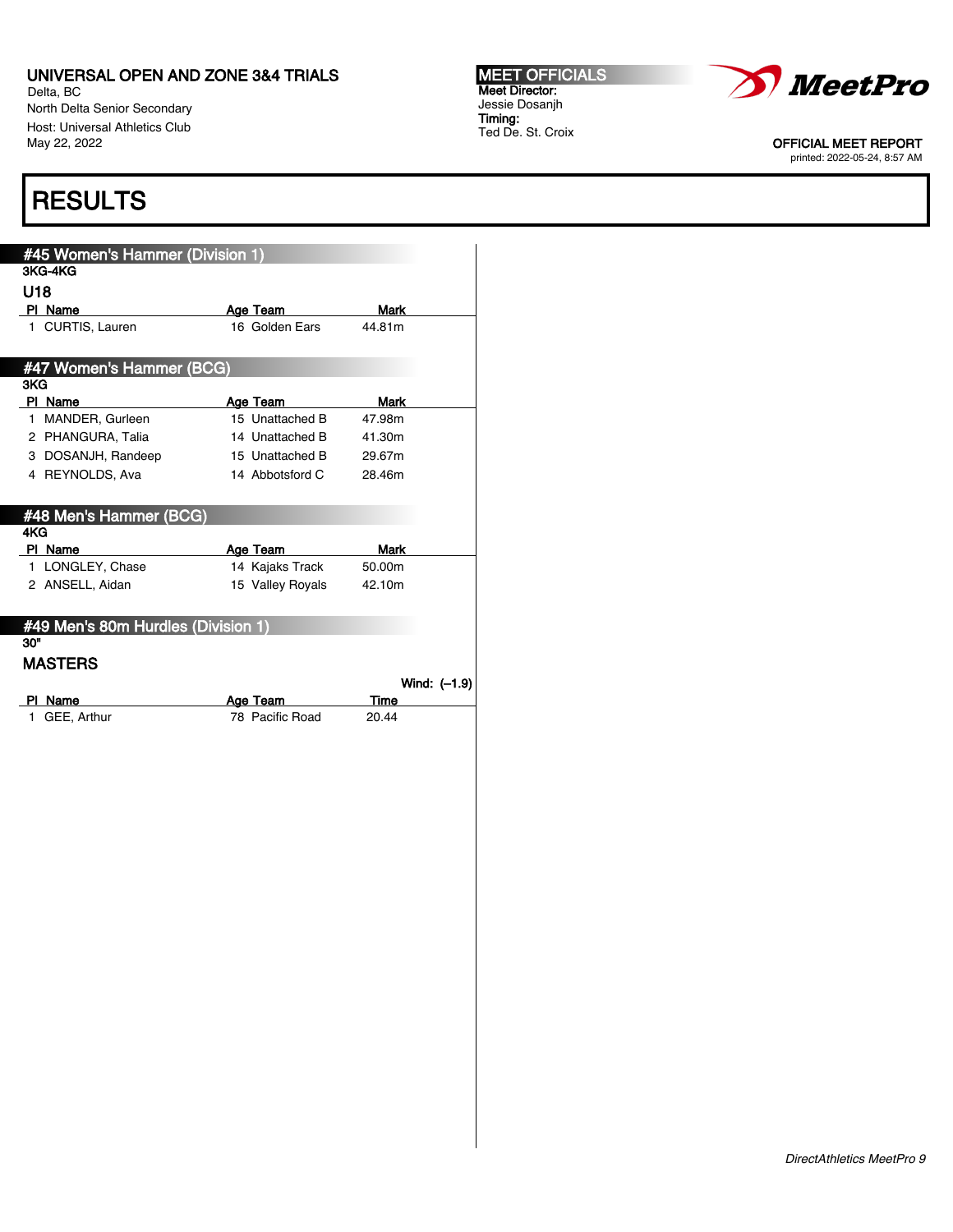UNIVERSAL OPEN AND ZONE 3&4 TRIALS
Delta, BC
North Delta Senior Secondary
Host: Universal Athletics Club
May 22, 2022

**MEET OFFICIALS**
**Meet Director:**
Jessie Dosanjh
**Timing:**
Ted De. St. Croix

MeetPro

OFFICIAL MEET REPORT
printed: 2022-05-24, 8:57 AM

# RESULTS

## #45 Women's Hammer (Division 1)

3KG-4KG

### U18

| Pl | Name | Age | Team | Mark |
|---|---|---|---|---|
| 1 | CURTIS, Lauren | 16 | Golden Ears | 44.81m |

## #47 Women's Hammer (BCG)

3KG

| Pl | Name | Age | Team | Mark |
|---|---|---|---|---|
| 1 | MANDER, Gurleen | 15 | Unattached B | 47.98m |
| 2 | PHANGURA, Talia | 14 | Unattached B | 41.30m |
| 3 | DOSANJH, Randeep | 15 | Unattached B | 29.67m |
| 4 | REYNOLDS, Ava | 14 | Abbotsford C | 28.46m |

## #48 Men's Hammer (BCG)

4KG

| Pl | Name | Age | Team | Mark |
|---|---|---|---|---|
| 1 | LONGLEY, Chase | 14 | Kajaks Track | 50.00m |
| 2 | ANSELL, Aidan | 15 | Valley Royals | 42.10m |

## #49 Men's 80m Hurdles (Division 1)

30"

### MASTERS

Wind: (–1.9)

| Pl | Name | Age | Team | Time |
|---|---|---|---|---|
| 1 | GEE, Arthur | 78 | Pacific Road | 20.44 |

*DirectAthletics MeetPro 9*